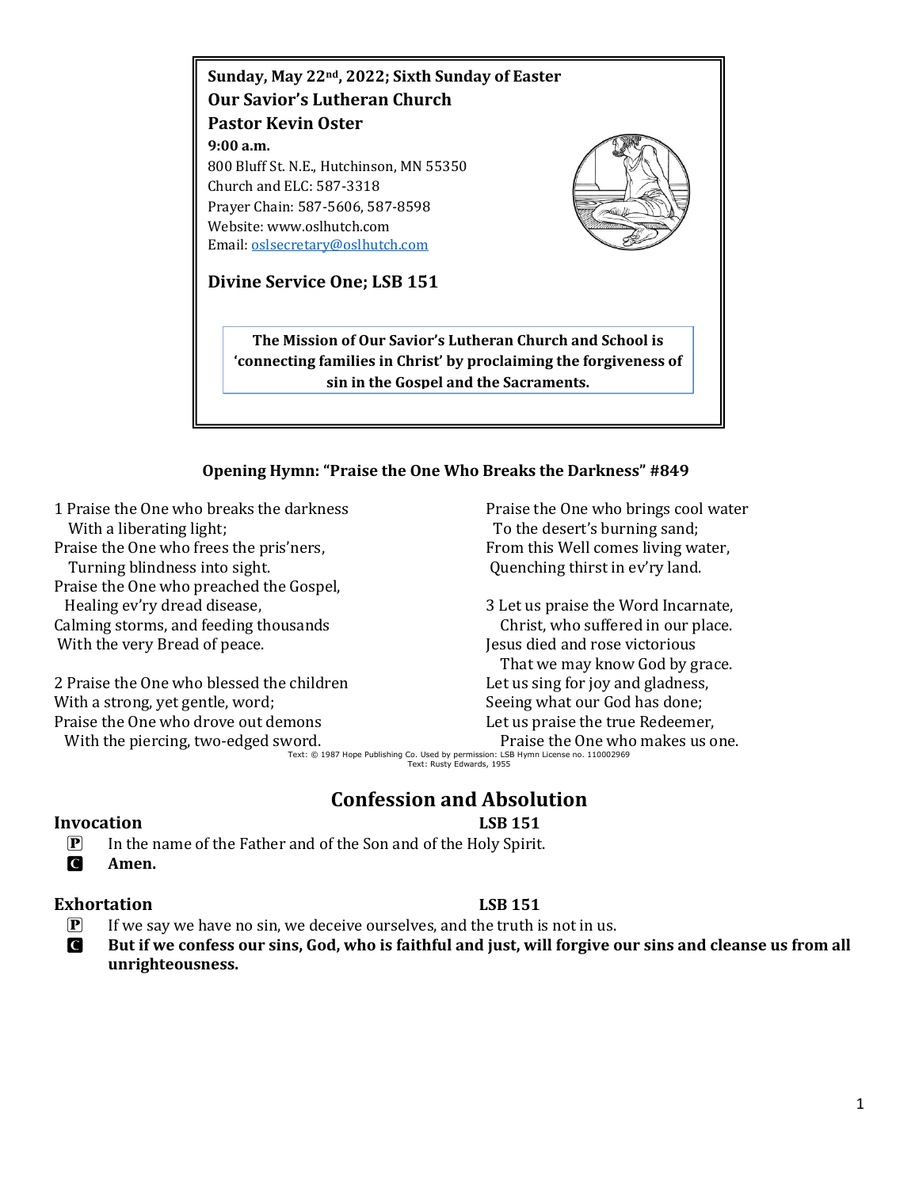**Sunday, May 22nd, 2022; Sixth Sunday of Easter**

**Our Savior's Lutheran Church**

**Pastor Kevin Oster**

**9:00 a.m.**

800 Bluff St. N.E., Hutchinson, MN 55350

Church and ELC: 587-3318

Prayer Chain: 587-5606, 587-8598

Website: www.oslhutch.com

Email: oslsecretary@oslhutch.com

**Divine Service One; LSB 151**

**The Mission of Our Savior's Lutheran Church and School is 'connecting families in Christ' by proclaiming the forgiveness of sin in the Gospel and the Sacraments.**

**Opening Hymn: "Praise the One Who Breaks the Darkness" #849**

1 Praise the One who breaks the darkness
With a liberating light;
Praise the One who frees the pris'ners,
Turning blindness into sight.
Praise the One who preached the Gospel,
Healing ev'ry dread disease,
Calming storms, and feeding thousands
With the very Bread of peace.

2 Praise the One who blessed the children
With a strong, yet gentle, word;
Praise the One who drove out demons
With the piercing, two-edged sword.
Praise the One who brings cool water
To the desert's burning sand;
From this Well comes living water,
Quenching thirst in ev'ry land.

3 Let us praise the Word Incarnate,
Christ, who suffered in our place.
Jesus died and rose victorious
That we may know God by grace.
Let us sing for joy and gladness,
Seeing what our God has done;
Let us praise the true Redeemer,
Praise the One who makes us one.

Text: © 1987 Hope Publishing Co. Used by permission: LSB Hymn License no. 110002969
Text: Rusty Edwards, 1955

## Confession and Absolution

### Invocation — LSB 151

P In the name of the Father and of the Son and of the Holy Spirit.

C **Amen.**

### Exhortation — LSB 151

P If we say we have no sin, we deceive ourselves, and the truth is not in us.

C **But if we confess our sins, God, who is faithful and just, will forgive our sins and cleanse us from all unrighteousness.**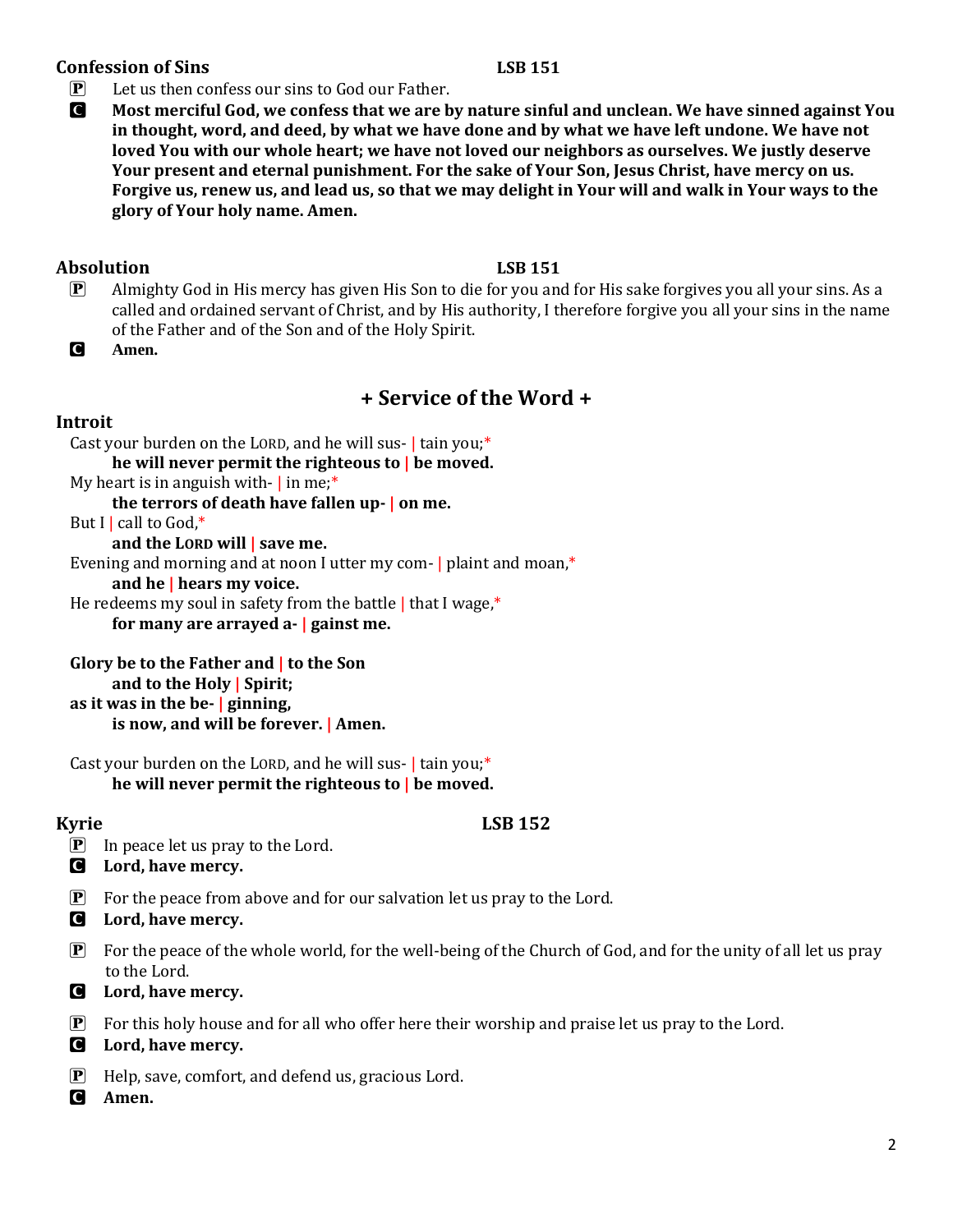**Confession of Sins** **LSB 151**

P Let us then confess our sins to God our Father.

C **Most merciful God, we confess that we are by nature sinful and unclean. We have sinned against You in thought, word, and deed, by what we have done and by what we have left undone. We have not loved You with our whole heart; we have not loved our neighbors as ourselves. We justly deserve Your present and eternal punishment. For the sake of Your Son, Jesus Christ, have mercy on us. Forgive us, renew us, and lead us, so that we may delight in Your will and walk in Your ways to the glory of Your holy name. Amen.**

**Absolution** **LSB 151**

P Almighty God in His mercy has given His Son to die for you and for His sake forgives you all your sins. As a called and ordained servant of Christ, and by His authority, I therefore forgive you all your sins in the name of the Father and of the Son and of the Holy Spirit.

C **Amen.**

## + Service of the Word +

**Introit**

Cast your burden on the LORD, and he will sus- | tain you;*
**he will never permit the righteous to | be moved.**
My heart is in anguish with- | in me;*
**the terrors of death have fallen up- | on me.**
But I | call to God,*
**and the LORD will | save me.**
Evening and morning and at noon I utter my com- | plaint and moan,*
**and he | hears my voice.**
He redeems my soul in safety from the battle | that I wage,*
**for many are arrayed a- | gainst me.**

**Glory be to the Father and | to the Son**
**and to the Holy | Spirit;**
**as it was in the be- | ginning,**
**is now, and will be forever. | Amen.**

Cast your burden on the LORD, and he will sus- | tain you;*
**he will never permit the righteous to | be moved.**

**Kyrie** **LSB 152**

P In peace let us pray to the Lord.

C **Lord, have mercy.**

P For the peace from above and for our salvation let us pray to the Lord.

C **Lord, have mercy.**

P For the peace of the whole world, for the well-being of the Church of God, and for the unity of all let us pray to the Lord.

C **Lord, have mercy.**

P For this holy house and for all who offer here their worship and praise let us pray to the Lord.

C **Lord, have mercy.**

P Help, save, comfort, and defend us, gracious Lord.

C **Amen.**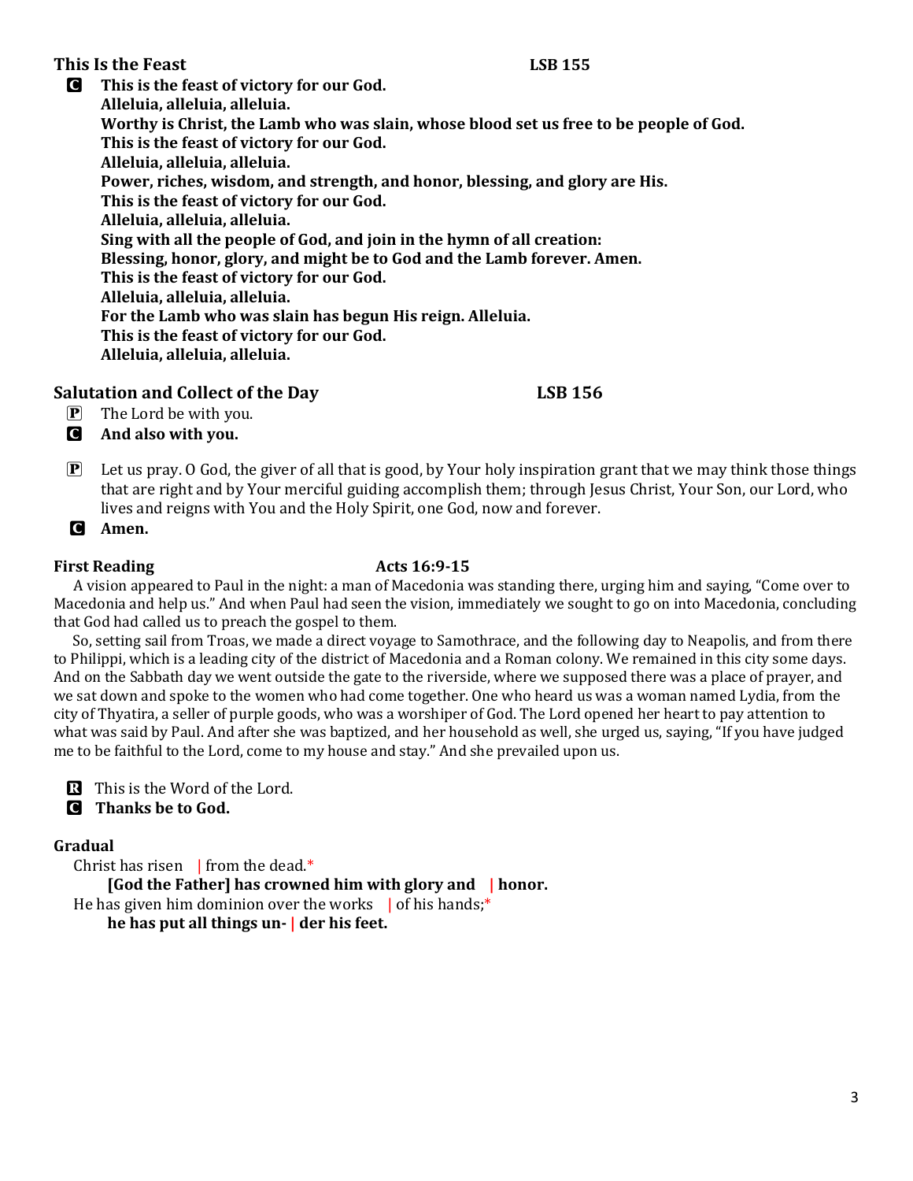### This Is the Feast LSB 155

**C** **This is the feast of victory for our God.**
**Alleluia, alleluia, alleluia.**
**Worthy is Christ, the Lamb who was slain, whose blood set us free to be people of God.**
**This is the feast of victory for our God.**
**Alleluia, alleluia, alleluia.**
**Power, riches, wisdom, and strength, and honor, blessing, and glory are His.**
**This is the feast of victory for our God.**
**Alleluia, alleluia, alleluia.**
**Sing with all the people of God, and join in the hymn of all creation:**
**Blessing, honor, glory, and might be to God and the Lamb forever. Amen.**
**This is the feast of victory for our God.**
**Alleluia, alleluia, alleluia.**
**For the Lamb who was slain has begun His reign. Alleluia.**
**This is the feast of victory for our God.**
**Alleluia, alleluia, alleluia.**

### Salutation and Collect of the Day LSB 156

**P** The Lord be with you.

**C** **And also with you.**

**P** Let us pray. O God, the giver of all that is good, by Your holy inspiration grant that we may think those things that are right and by Your merciful guiding accomplish them; through Jesus Christ, Your Son, our Lord, who lives and reigns with You and the Holy Spirit, one God, now and forever.

**C** **Amen.**

### First Reading Acts 16:9-15

A vision appeared to Paul in the night: a man of Macedonia was standing there, urging him and saying, "Come over to Macedonia and help us." And when Paul had seen the vision, immediately we sought to go on into Macedonia, concluding that God had called us to preach the gospel to them.

So, setting sail from Troas, we made a direct voyage to Samothrace, and the following day to Neapolis, and from there to Philippi, which is a leading city of the district of Macedonia and a Roman colony. We remained in this city some days. And on the Sabbath day we went outside the gate to the riverside, where we supposed there was a place of prayer, and we sat down and spoke to the women who had come together. One who heard us was a woman named Lydia, from the city of Thyatira, a seller of purple goods, who was a worshiper of God. The Lord opened her heart to pay attention to what was said by Paul. And after she was baptized, and her household as well, she urged us, saying, "If you have judged me to be faithful to the Lord, come to my house and stay." And she prevailed upon us.

**R** This is the Word of the Lord.

**C** **Thanks be to God.**

### Gradual

Christ has risen | from the dead.*
**[God the Father] has crowned him with glory and | honor.**
He has given him dominion over the works | of his hands;*
**he has put all things un- | der his feet.**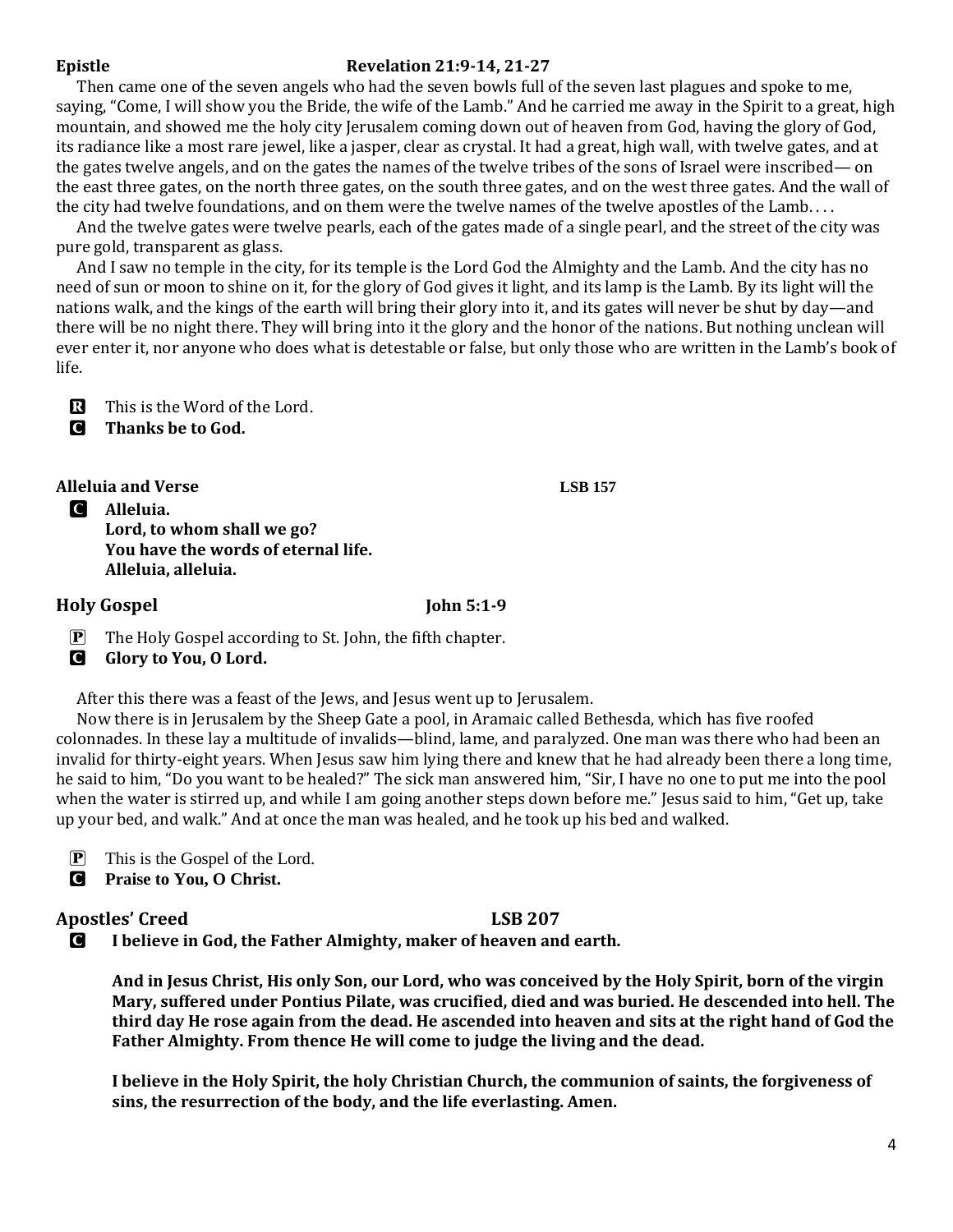**Epistle** **Revelation 21:9-14, 21-27**

Then came one of the seven angels who had the seven bowls full of the seven last plagues and spoke to me, saying, "Come, I will show you the Bride, the wife of the Lamb." And he carried me away in the Spirit to a great, high mountain, and showed me the holy city Jerusalem coming down out of heaven from God, having the glory of God, its radiance like a most rare jewel, like a jasper, clear as crystal. It had a great, high wall, with twelve gates, and at the gates twelve angels, and on the gates the names of the twelve tribes of the sons of Israel were inscribed— on the east three gates, on the north three gates, on the south three gates, and on the west three gates. And the wall of the city had twelve foundations, and on them were the twelve names of the twelve apostles of the Lamb. . . .

And the twelve gates were twelve pearls, each of the gates made of a single pearl, and the street of the city was pure gold, transparent as glass.

And I saw no temple in the city, for its temple is the Lord God the Almighty and the Lamb. And the city has no need of sun or moon to shine on it, for the glory of God gives it light, and its lamp is the Lamb. By its light will the nations walk, and the kings of the earth will bring their glory into it, and its gates will never be shut by day—and there will be no night there. They will bring into it the glory and the honor of the nations. But nothing unclean will ever enter it, nor anyone who does what is detestable or false, but only those who are written in the Lamb's book of life.

R This is the Word of the Lord.
C **Thanks be to God.**

**Alleluia and Verse** **LSB 157**

C **Alleluia.**
**Lord, to whom shall we go?**
**You have the words of eternal life.**
**Alleluia, alleluia.**

## Holy Gospel — John 5:1-9

P The Holy Gospel according to St. John, the fifth chapter.
C **Glory to You, O Lord.**

After this there was a feast of the Jews, and Jesus went up to Jerusalem.

Now there is in Jerusalem by the Sheep Gate a pool, in Aramaic called Bethesda, which has five roofed colonnades. In these lay a multitude of invalids—blind, lame, and paralyzed. One man was there who had been an invalid for thirty-eight years. When Jesus saw him lying there and knew that he had already been there a long time, he said to him, "Do you want to be healed?" The sick man answered him, "Sir, I have no one to put me into the pool when the water is stirred up, and while I am going another steps down before me." Jesus said to him, "Get up, take up your bed, and walk." And at once the man was healed, and he took up his bed and walked.

P This is the Gospel of the Lord.
C **Praise to You, O Christ.**

## Apostles' Creed — LSB 207

C **I believe in God, the Father Almighty, maker of heaven and earth.**

**And in Jesus Christ, His only Son, our Lord, who was conceived by the Holy Spirit, born of the virgin Mary, suffered under Pontius Pilate, was crucified, died and was buried. He descended into hell. The third day He rose again from the dead. He ascended into heaven and sits at the right hand of God the Father Almighty. From thence He will come to judge the living and the dead.**

**I believe in the Holy Spirit, the holy Christian Church, the communion of saints, the forgiveness of sins, the resurrection of the body, and the life everlasting. Amen.**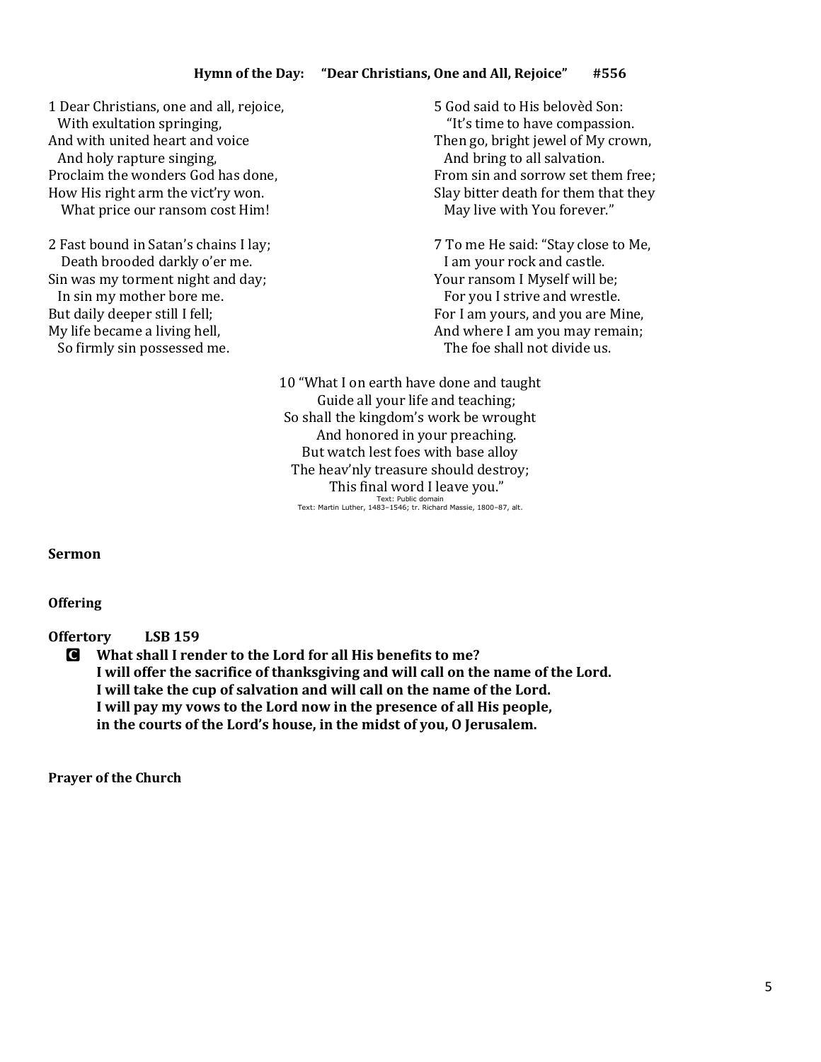**Hymn of the Day: "Dear Christians, One and All, Rejoice" #556**

1 Dear Christians, one and all, rejoice,
  With exultation springing,
And with united heart and voice
  And holy rapture singing,
Proclaim the wonders God has done,
How His right arm the vict'ry won.
  What price our ransom cost Him!

2 Fast bound in Satan's chains I lay;
  Death brooded darkly o'er me.
Sin was my torment night and day;
  In sin my mother bore me.
But daily deeper still I fell;
My life became a living hell,
  So firmly sin possessed me.

5 God said to His belovèd Son:
  "It's time to have compassion.
Then go, bright jewel of My crown,
  And bring to all salvation.
From sin and sorrow set them free;
Slay bitter death for them that they
  May live with You forever."

7 To me He said: "Stay close to Me,
  I am your rock and castle.
Your ransom I Myself will be;
  For you I strive and wrestle.
For I am yours, and you are Mine,
And where I am you may remain;
  The foe shall not divide us.

10 "What I on earth have done and taught
  Guide all your life and teaching;
So shall the kingdom's work be wrought
  And honored in your preaching.
But watch lest foes with base alloy
The heav'nly treasure should destroy;
  This final word I leave you."

Text: Public domain
Text: Martin Luther, 1483–1546; tr. Richard Massie, 1800–87, alt.

**Sermon**

**Offering**

**Offertory LSB 159**

C **What shall I render to the Lord for all His benefits to me?**
**I will offer the sacrifice of thanksgiving and will call on the name of the Lord.**
**I will take the cup of salvation and will call on the name of the Lord.**
**I will pay my vows to the Lord now in the presence of all His people,**
**in the courts of the Lord's house, in the midst of you, O Jerusalem.**

**Prayer of the Church**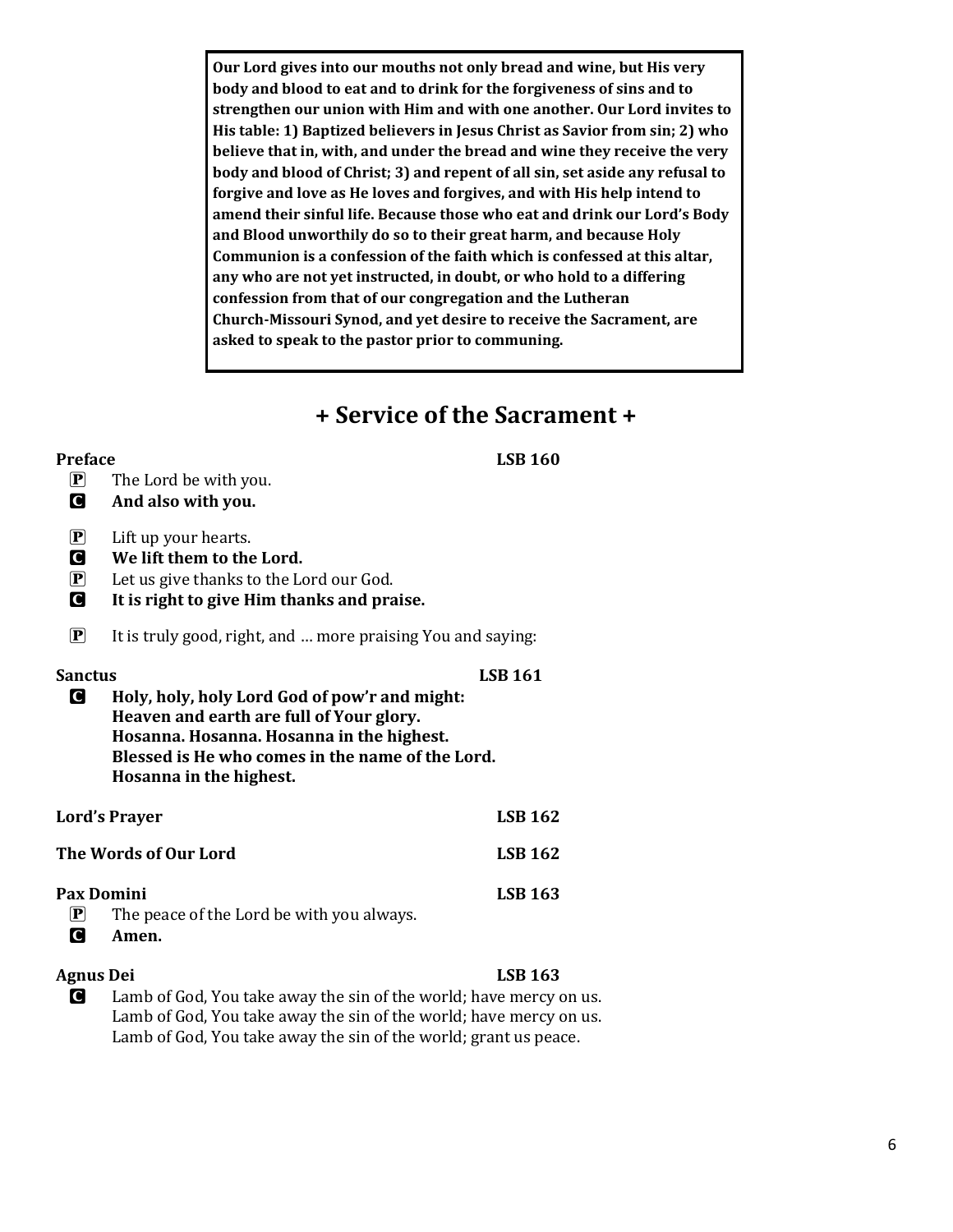**Our Lord gives into our mouths not only bread and wine, but His very body and blood to eat and to drink for the forgiveness of sins and to strengthen our union with Him and with one another. Our Lord invites to His table: 1) Baptized believers in Jesus Christ as Savior from sin; 2) who believe that in, with, and under the bread and wine they receive the very body and blood of Christ; 3) and repent of all sin, set aside any refusal to forgive and love as He loves and forgives, and with His help intend to amend their sinful life. Because those who eat and drink our Lord's Body and Blood unworthily do so to their great harm, and because Holy Communion is a confession of the faith which is confessed at this altar, any who are not yet instructed, in doubt, or who hold to a differing confession from that of our congregation and the Lutheran Church-Missouri Synod, and yet desire to receive the Sacrament, are asked to speak to the pastor prior to communing.**

## + Service of the Sacrament +

**Preface** **LSB 160**

P The Lord be with you.
C **And also with you.**

P Lift up your hearts.
C **We lift them to the Lord.**
P Let us give thanks to the Lord our God.
C **It is right to give Him thanks and praise.**

P It is truly good, right, and … more praising You and saying:

**Sanctus** **LSB 161**

C **Holy, holy, holy Lord God of pow'r and might:**
**Heaven and earth are full of Your glory.**
**Hosanna. Hosanna. Hosanna in the highest.**
**Blessed is He who comes in the name of the Lord.**
**Hosanna in the highest.**

**Lord's Prayer** **LSB 162**

**The Words of Our Lord** **LSB 162**

**Pax Domini** **LSB 163**

P The peace of the Lord be with you always.
C **Amen.**

**Agnus Dei** **LSB 163**

C Lamb of God, You take away the sin of the world; have mercy on us.
Lamb of God, You take away the sin of the world; have mercy on us.
Lamb of God, You take away the sin of the world; grant us peace.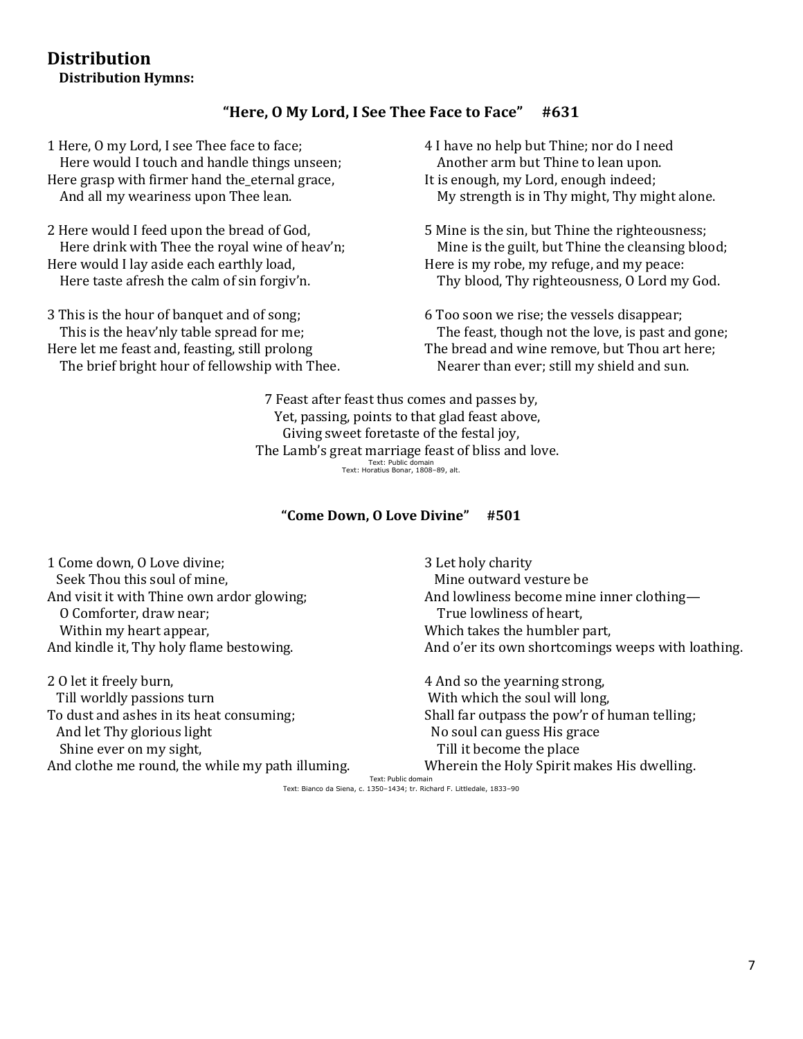## Distribution

### Distribution Hymns:

**"Here, O My Lord, I See Thee Face to Face" #631**

1 Here, O my Lord, I see Thee face to face;
Here would I touch and handle things unseen;
Here grasp with firmer hand the_eternal grace,
And all my weariness upon Thee lean.

2 Here would I feed upon the bread of God,
Here drink with Thee the royal wine of heav'n;
Here would I lay aside each earthly load,
Here taste afresh the calm of sin forgiv'n.

3 This is the hour of banquet and of song;
This is the heav'nly table spread for me;
Here let me feast and, feasting, still prolong
The brief bright hour of fellowship with Thee.

4 I have no help but Thine; nor do I need
Another arm but Thine to lean upon.
It is enough, my Lord, enough indeed;
My strength is in Thy might, Thy might alone.

5 Mine is the sin, but Thine the righteousness;
Mine is the guilt, but Thine the cleansing blood;
Here is my robe, my refuge, and my peace:
Thy blood, Thy righteousness, O Lord my God.

6 Too soon we rise; the vessels disappear;
The feast, though not the love, is past and gone;
The bread and wine remove, but Thou art here;
Nearer than ever; still my shield and sun.

7 Feast after feast thus comes and passes by,
Yet, passing, points to that glad feast above,
Giving sweet foretaste of the festal joy,
The Lamb's great marriage feast of bliss and love.

Text: Public domain
Text: Horatius Bonar, 1808–89, alt.

**"Come Down, O Love Divine" #501**

1 Come down, O Love divine;
Seek Thou this soul of mine,
And visit it with Thine own ardor glowing;
O Comforter, draw near;
Within my heart appear,
And kindle it, Thy holy flame bestowing.

2 O let it freely burn,
Till worldly passions turn
To dust and ashes in its heat consuming;
And let Thy glorious light
Shine ever on my sight,
And clothe me round, the while my path illuming.

3 Let holy charity
Mine outward vesture be
And lowliness become mine inner clothing—
True lowliness of heart,
Which takes the humbler part,
And o'er its own shortcomings weeps with loathing.

4 And so the yearning strong,
With which the soul will long,
Shall far outpass the pow'r of human telling;
No soul can guess His grace
Till it become the place
Wherein the Holy Spirit makes His dwelling.

Text: Public domain
Text: Bianco da Siena, c. 1350–1434; tr. Richard F. Littledale, 1833–90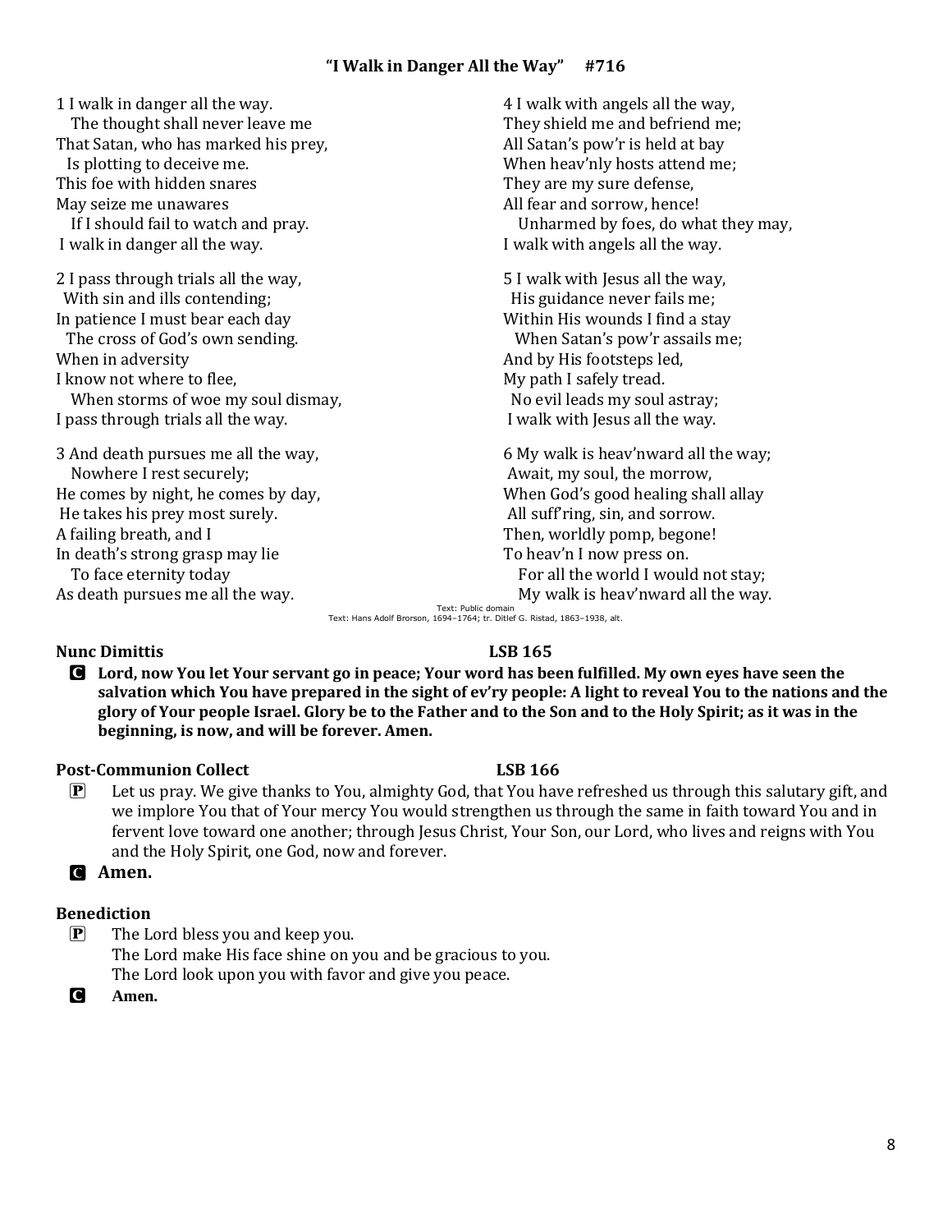### "I Walk in Danger All the Way" #716

1 I walk in danger all the way.
The thought shall never leave me
That Satan, who has marked his prey,
Is plotting to deceive me.
This foe with hidden snares
May seize me unawares
If I should fail to watch and pray.
I walk in danger all the way.

2 I pass through trials all the way,
With sin and ills contending;
In patience I must bear each day
The cross of God's own sending.
When in adversity
I know not where to flee,
When storms of woe my soul dismay,
I pass through trials all the way.

3 And death pursues me all the way,
Nowhere I rest securely;
He comes by night, he comes by day,
He takes his prey most surely.
A failing breath, and I
In death's strong grasp may lie
To face eternity today
As death pursues me all the way.

4 I walk with angels all the way,
They shield me and befriend me;
All Satan's pow'r is held at bay
When heav'nly hosts attend me;
They are my sure defense,
All fear and sorrow, hence!
Unharmed by foes, do what they may,
I walk with angels all the way.

5 I walk with Jesus all the way,
His guidance never fails me;
Within His wounds I find a stay
When Satan's pow'r assails me;
And by His footsteps led,
My path I safely tread.
No evil leads my soul astray;
I walk with Jesus all the way.

6 My walk is heav'nward all the way;
Await, my soul, the morrow,
When God's good healing shall allay
All suff'ring, sin, and sorrow.
Then, worldly pomp, begone!
To heav'n I now press on.
For all the world I would not stay;
My walk is heav'nward all the way.

Text: Public domain
Text: Hans Adolf Brorson, 1694–1764; tr. Ditlef G. Ristad, 1863–1938, alt.

**Nunc Dimittis** **LSB 165**

C **Lord, now You let Your servant go in peace; Your word has been fulfilled. My own eyes have seen the salvation which You have prepared in the sight of ev'ry people: A light to reveal You to the nations and the glory of Your people Israel. Glory be to the Father and to the Son and to the Holy Spirit; as it was in the beginning, is now, and will be forever. Amen.**

**Post-Communion Collect** **LSB 166**

P Let us pray. We give thanks to You, almighty God, that You have refreshed us through this salutary gift, and we implore You that of Your mercy You would strengthen us through the same in faith toward You and in fervent love toward one another; through Jesus Christ, Your Son, our Lord, who lives and reigns with You and the Holy Spirit, one God, now and forever.

C **Amen.**

**Benediction**

P The Lord bless you and keep you.
The Lord make His face shine on you and be gracious to you.
The Lord look upon you with favor and give you peace.

C **Amen.**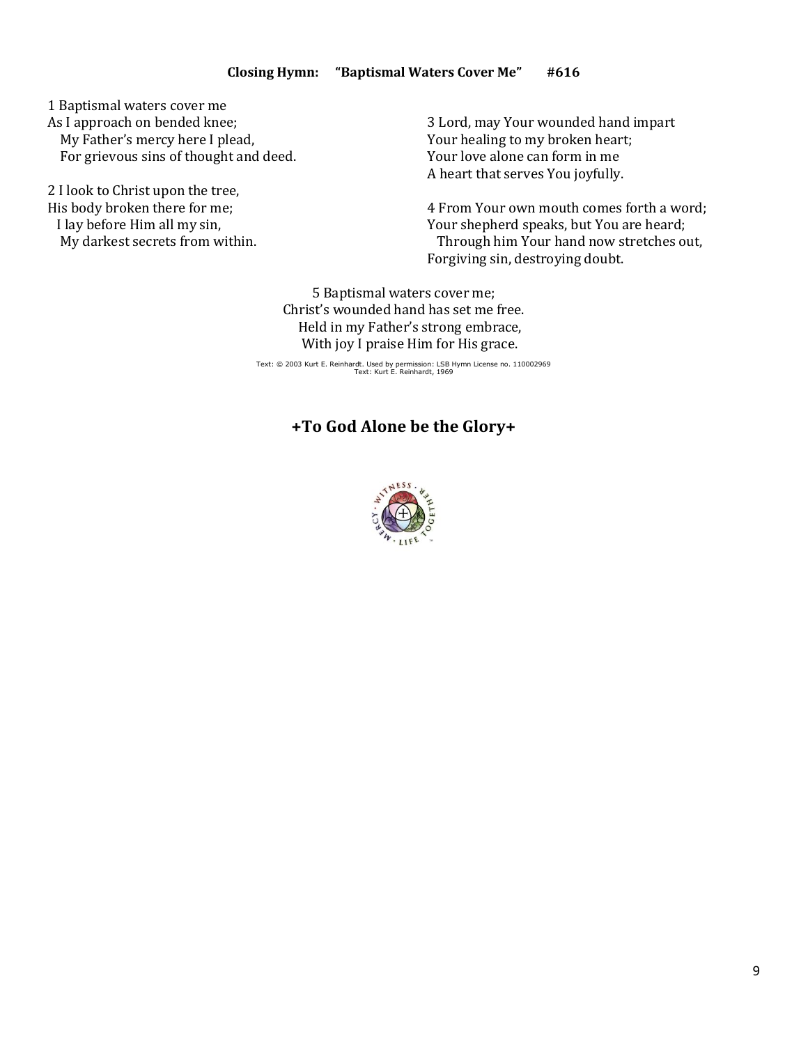**Closing Hymn: "Baptismal Waters Cover Me" #616**

1 Baptismal waters cover me
As I approach on bended knee;
My Father's mercy here I plead,
For grievous sins of thought and deed.

2 I look to Christ upon the tree,
His body broken there for me;
I lay before Him all my sin,
My darkest secrets from within.

3 Lord, may Your wounded hand impart
Your healing to my broken heart;
Your love alone can form in me
A heart that serves You joyfully.

4 From Your own mouth comes forth a word;
Your shepherd speaks, but You are heard;
Through him Your hand now stretches out,
Forgiving sin, destroying doubt.

5 Baptismal waters cover me;
Christ's wounded hand has set me free.
Held in my Father's strong embrace,
With joy I praise Him for His grace.

Text: © 2003 Kurt E. Reinhardt. Used by permission: LSB Hymn License no. 110002969
Text: Kurt E. Reinhardt, 1969

## +To God Alone be the Glory+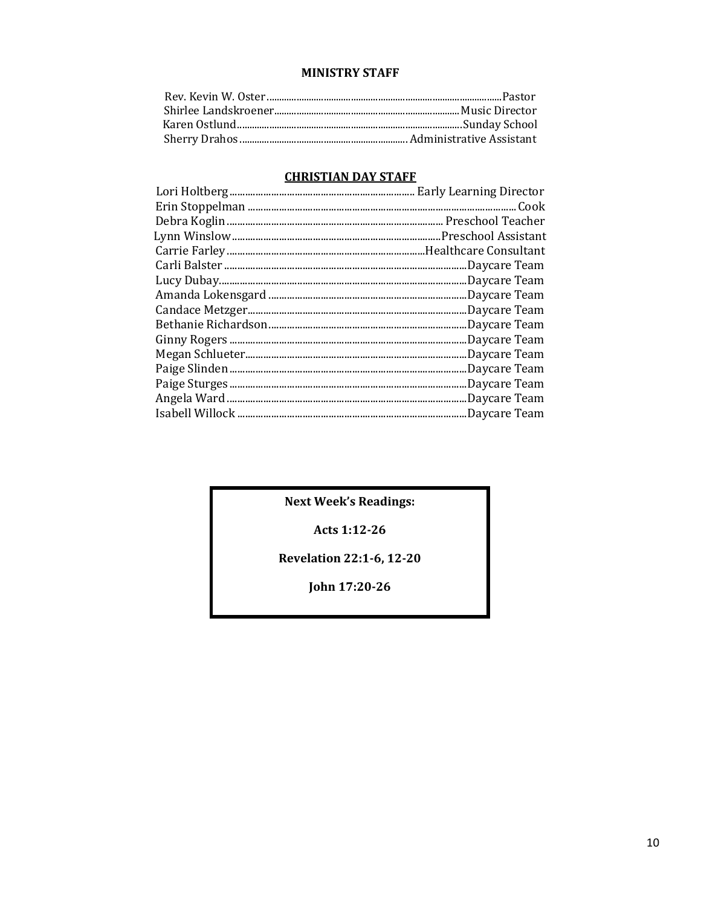## MINISTRY STAFF

Rev. Kevin W. Oster ........................................................................................Pastor
Shirlee Landskroener.......................................................................Music Director
Karen Ostlund.....................................................................................Sunday School
Sherry Drahos ................................................................Administrative Assistant

## CHRISTIAN DAY STAFF

Lori Holtberg..................................................................... Early Learning Director
Erin Stoppelman ..................................................................................................Cook
Debra Koglin............................................................................... Preschool Teacher
Lynn Winslow..........................................................................Preschool Assistant
Carrie Farley ......................................................................Healthcare Consultant
Carli Balster ......................................................................................Daycare Team
Lucy Dubay.........................................................................................Daycare Team
Amanda Lokensgard .......................................................................Daycare Team
Candace Metzger...............................................................................Daycare Team
Bethanie Richardson........................................................................Daycare Team
Ginny Rogers .....................................................................................Daycare Team
Megan Schlueter................................................................................Daycare Team
Paige Slinden......................................................................................Daycare Team
Paige Sturges .....................................................................................Daycare Team
Angela Ward.......................................................................................Daycare Team
Isabell Willock ...................................................................................Daycare Team

**Next Week's Readings:**

**Acts 1:12-26**

**Revelation 22:1-6, 12-20**

**John 17:20-26**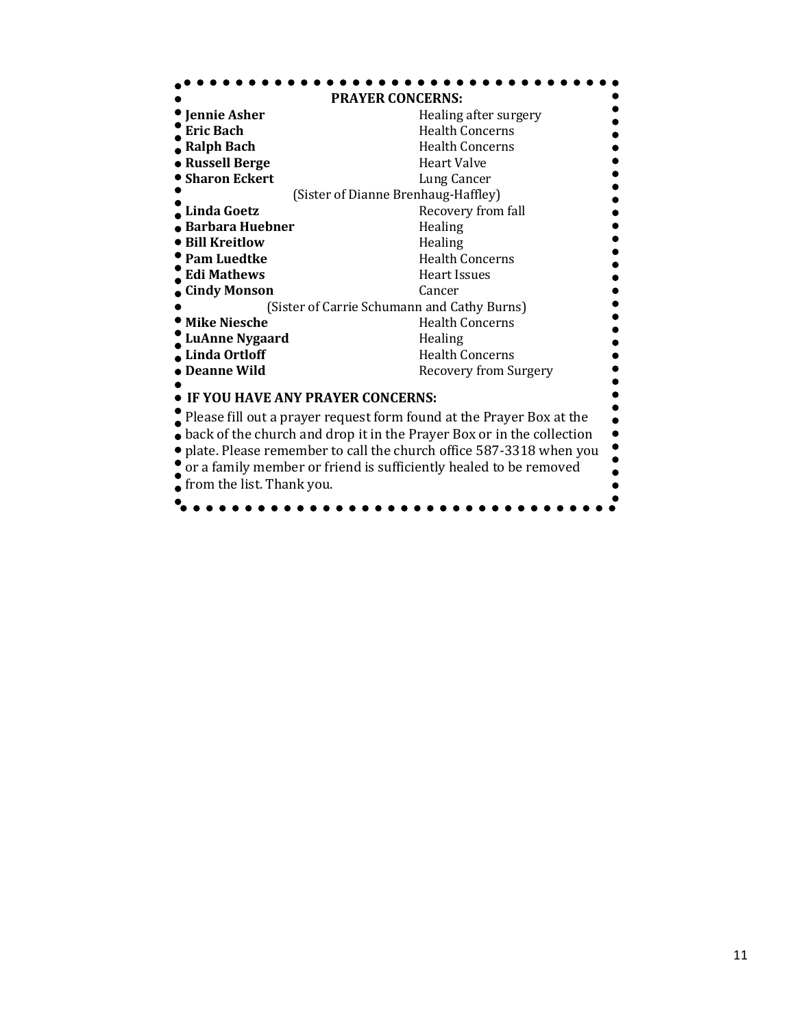## PRAYER CONCERNS:

| | |
|---|---|
| **Jennie Asher** | Healing after surgery |
| **Eric Bach** | Health Concerns |
| **Ralph Bach** | Health Concerns |
| **Russell Berge** | Heart Valve |
| **Sharon Eckert** | Lung Cancer |
| (Sister of Dianne Brenhaug-Haffley) | |
| **Linda Goetz** | Recovery from fall |
| **Barbara Huebner** | Healing |
| **Bill Kreitlow** | Healing |
| **Pam Luedtke** | Health Concerns |
| **Edi Mathews** | Heart Issues |
| **Cindy Monson** | Cancer |
| (Sister of Carrie Schumann and Cathy Burns) | |
| **Mike Niesche** | Health Concerns |
| **LuAnne Nygaard** | Healing |
| **Linda Ortloff** | Health Concerns |
| **Deanne Wild** | Recovery from Surgery |

**IF YOU HAVE ANY PRAYER CONCERNS:**

Please fill out a prayer request form found at the Prayer Box at the back of the church and drop it in the Prayer Box or in the collection plate. Please remember to call the church office 587-3318 when you or a family member or friend is sufficiently healed to be removed from the list. Thank you.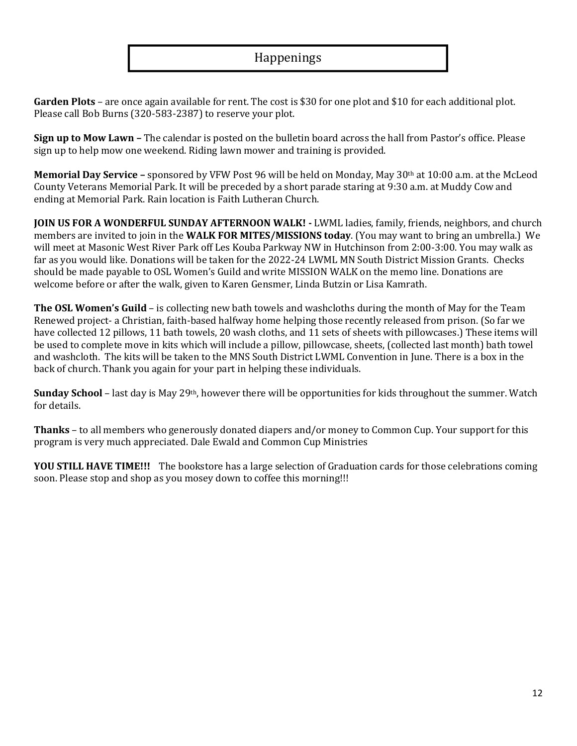# Happenings

**Garden Plots** – are once again available for rent. The cost is $30 for one plot and $10 for each additional plot. Please call Bob Burns (320-583-2387) to reserve your plot.

**Sign up to Mow Lawn –** The calendar is posted on the bulletin board across the hall from Pastor's office. Please sign up to help mow one weekend. Riding lawn mower and training is provided.

**Memorial Day Service –** sponsored by VFW Post 96 will be held on Monday, May 30th at 10:00 a.m. at the McLeod County Veterans Memorial Park. It will be preceded by a short parade staring at 9:30 a.m. at Muddy Cow and ending at Memorial Park. Rain location is Faith Lutheran Church.

**JOIN US FOR A WONDERFUL SUNDAY AFTERNOON WALK! -** LWML ladies, family, friends, neighbors, and church members are invited to join in the **WALK FOR MITES/MISSIONS today**. (You may want to bring an umbrella.) We will meet at Masonic West River Park off Les Kouba Parkway NW in Hutchinson from 2:00-3:00. You may walk as far as you would like. Donations will be taken for the 2022-24 LWML MN South District Mission Grants. Checks should be made payable to OSL Women's Guild and write MISSION WALK on the memo line. Donations are welcome before or after the walk, given to Karen Gensmer, Linda Butzin or Lisa Kamrath.

**The OSL Women's Guild** – is collecting new bath towels and washcloths during the month of May for the Team Renewed project- a Christian, faith-based halfway home helping those recently released from prison. (So far we have collected 12 pillows, 11 bath towels, 20 wash cloths, and 11 sets of sheets with pillowcases.) These items will be used to complete move in kits which will include a pillow, pillowcase, sheets, (collected last month) bath towel and washcloth. The kits will be taken to the MNS South District LWML Convention in June. There is a box in the back of church. Thank you again for your part in helping these individuals.

**Sunday School** – last day is May 29th, however there will be opportunities for kids throughout the summer. Watch for details.

**Thanks** – to all members who generously donated diapers and/or money to Common Cup. Your support for this program is very much appreciated. Dale Ewald and Common Cup Ministries

**YOU STILL HAVE TIME!!!** The bookstore has a large selection of Graduation cards for those celebrations coming soon. Please stop and shop as you mosey down to coffee this morning!!!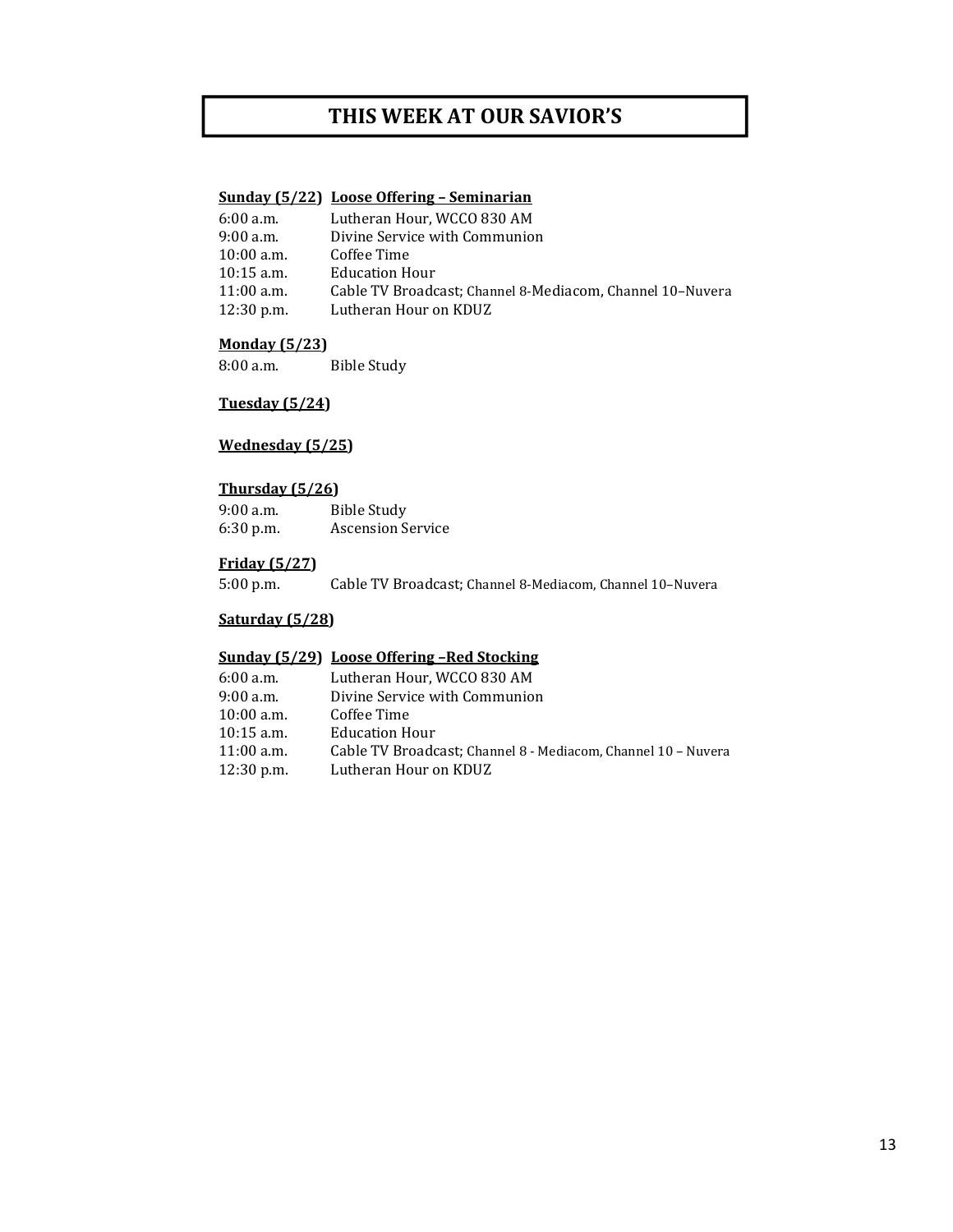# THIS WEEK AT OUR SAVIOR'S

**Sunday (5/22) Loose Offering – Seminarian**

| | |
|---|---|
| 6:00 a.m. | Lutheran Hour, WCCO 830 AM |
| 9:00 a.m. | Divine Service with Communion |
| 10:00 a.m. | Coffee Time |
| 10:15 a.m. | Education Hour |
| 11:00 a.m. | Cable TV Broadcast; Channel 8-Mediacom, Channel 10–Nuvera |
| 12:30 p.m. | Lutheran Hour on KDUZ |

**Monday (5/23)**

| | |
|---|---|
| 8:00 a.m. | Bible Study |

**Tuesday (5/24)**

**Wednesday (5/25)**

**Thursday (5/26)**

| | |
|---|---|
| 9:00 a.m. | Bible Study |
| 6:30 p.m. | Ascension Service |

**Friday (5/27)**

| | |
|---|---|
| 5:00 p.m. | Cable TV Broadcast; Channel 8-Mediacom, Channel 10–Nuvera |

**Saturday (5/28)**

**Sunday (5/29) Loose Offering –Red Stocking**

| | |
|---|---|
| 6:00 a.m. | Lutheran Hour, WCCO 830 AM |
| 9:00 a.m. | Divine Service with Communion |
| 10:00 a.m. | Coffee Time |
| 10:15 a.m. | Education Hour |
| 11:00 a.m. | Cable TV Broadcast; Channel 8 - Mediacom, Channel 10 – Nuvera |
| 12:30 p.m. | Lutheran Hour on KDUZ |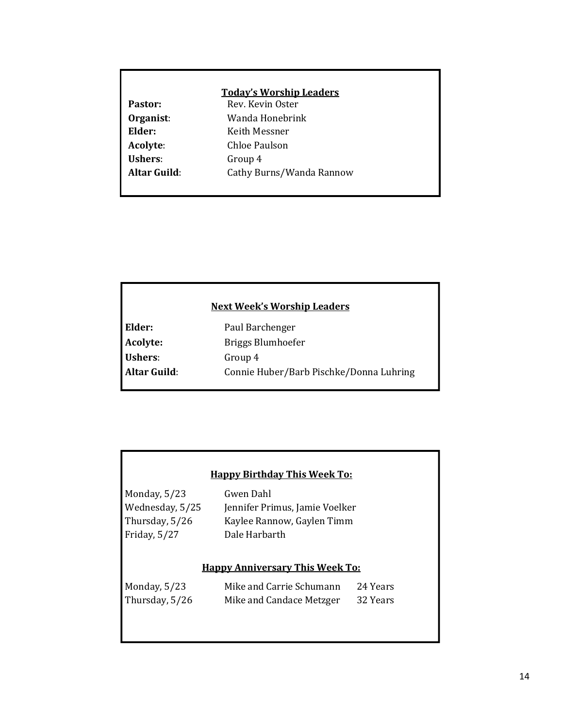## Today's Worship Leaders

| | |
|---|---|
| **Pastor:** | Rev. Kevin Oster |
| **Organist**: | Wanda Honebrink |
| **Elder:** | Keith Messner |
| **Acolyte**: | Chloe Paulson |
| **Ushers**: | Group 4 |
| **Altar Guild**: | Cathy Burns/Wanda Rannow |

## Next Week's Worship Leaders

| | |
|---|---|
| **Elder:** | Paul Barchenger |
| **Acolyte:** | Briggs Blumhoefer |
| **Ushers**: | Group 4 |
| **Altar Guild**: | Connie Huber/Barb Pischke/Donna Luhring |

## Happy Birthday This Week To:

| | |
|---|---|
| Monday, 5/23 | Gwen Dahl |
| Wednesday, 5/25 | Jennifer Primus, Jamie Voelker |
| Thursday, 5/26 | Kaylee Rannow, Gaylen Timm |
| Friday, 5/27 | Dale Harbarth |

## Happy Anniversary This Week To:

| | | |
|---|---|---|
| Monday, 5/23 | Mike and Carrie Schumann | 24 Years |
| Thursday, 5/26 | Mike and Candace Metzger | 32 Years |